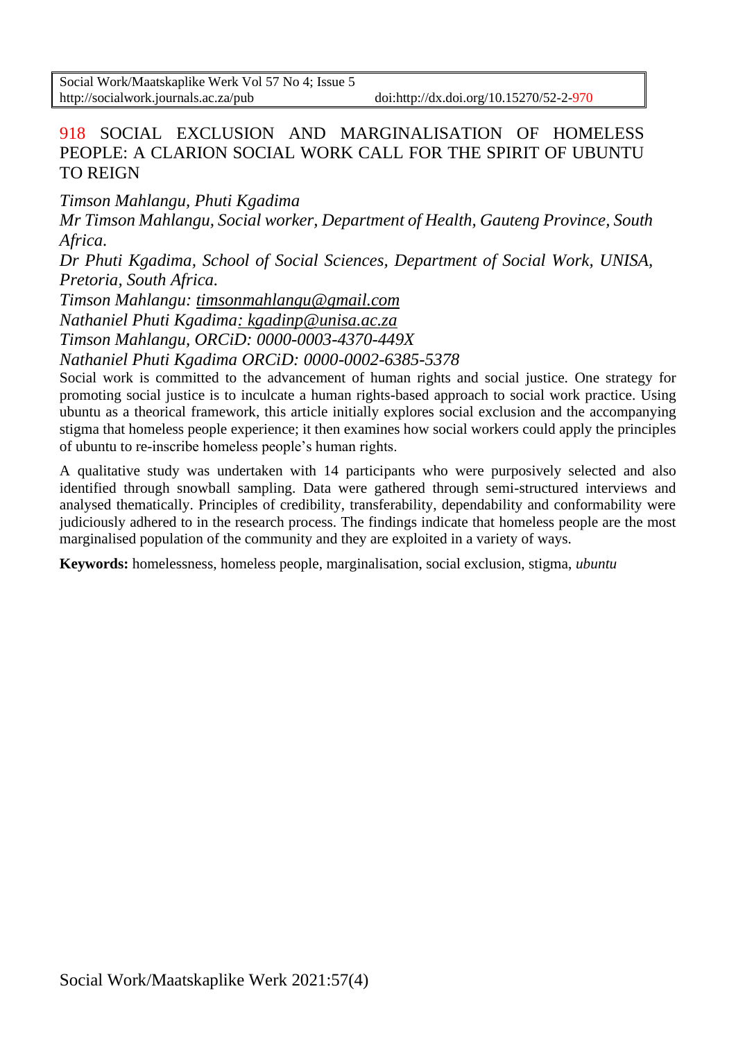# 918 SOCIAL EXCLUSION AND MARGINALISATION OF HOMELESS PEOPLE: A CLARION SOCIAL WORK CALL FOR THE SPIRIT OF UBUNTU TO REIGN

*Timson Mahlangu, Phuti Kgadima*

*Mr Timson Mahlangu, Social worker, Department of Health, Gauteng Province, South Africa.*

*Dr Phuti Kgadima, School of Social Sciences, Department of Social Work, UNISA, Pretoria, South Africa.*

*Timson Mahlangu: timsonmahlangu@gmail.com*

*Nathaniel Phuti Kgadima: kgadinp@unisa.ac.za*

*Timson Mahlangu, ORCiD: 0000-0003-4370-449X*

*Nathaniel Phuti Kgadima ORCiD: 0000-0002-6385-5378*

Social work is committed to the advancement of human rights and social justice. One strategy for promoting social justice is to inculcate a human rights-based approach to social work practice. Using ubuntu as a theorical framework, this article initially explores social exclusion and the accompanying stigma that homeless people experience; it then examines how social workers could apply the principles of ubuntu to re-inscribe homeless people's human rights.

A qualitative study was undertaken with 14 participants who were purposively selected and also identified through snowball sampling. Data were gathered through semi-structured interviews and analysed thematically. Principles of credibility, transferability, dependability and conformability were judiciously adhered to in the research process. The findings indicate that homeless people are the most marginalised population of the community and they are exploited in a variety of ways.

**Keywords:** homelessness, homeless people, marginalisation, social exclusion, stigma, *ubuntu*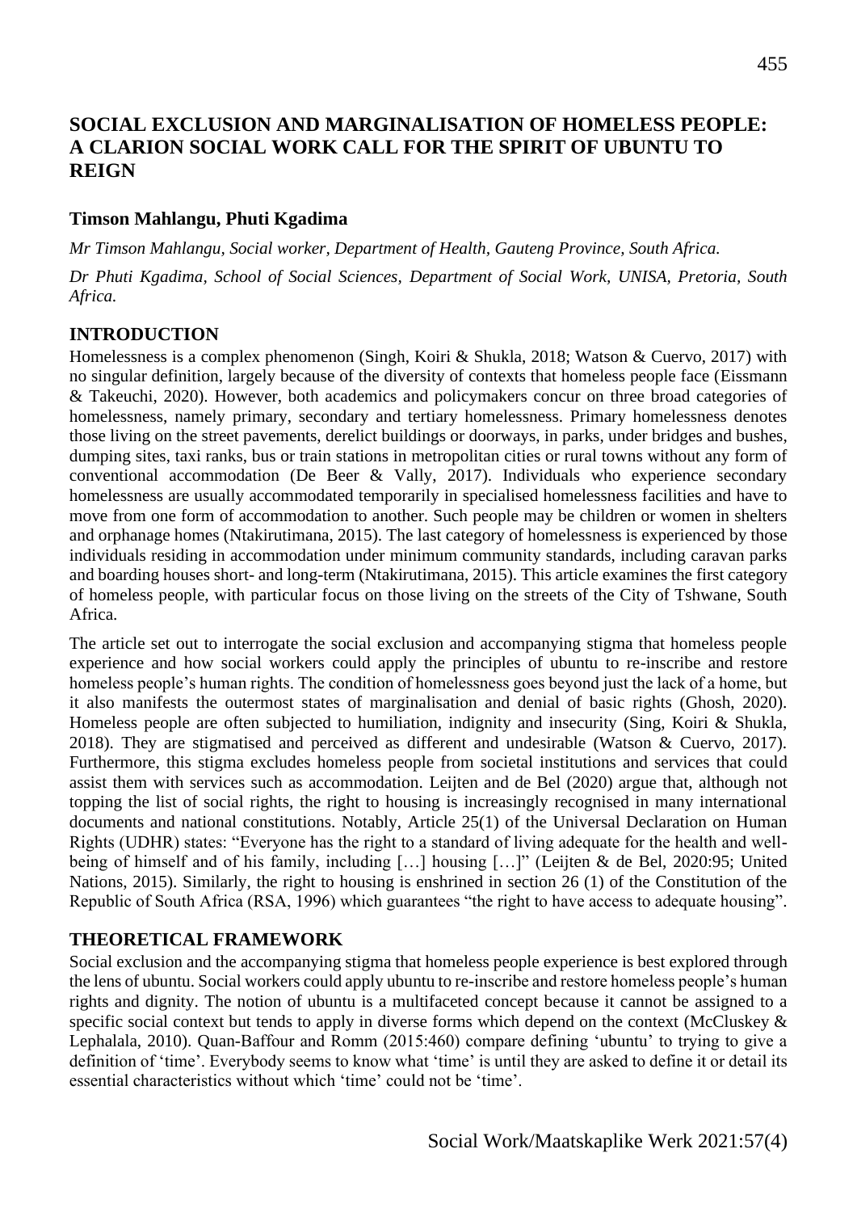# SOCIAL EXCLUSION AND MARGINALISATION OF HOMELESS PEOPLE: A CLARION SOCIAL WORK CALL FOR THE SPIRIT OF UBUNTU TO REIGN

**Timson Mahlangu, Phuti Kgadima**

*Mr Timson Mahlangu, Social worker, Department of Health, Gauteng Province, South Africa.*

*Dr Phuti Kgadima, School of Social Sciences, Department of Social Work, UNISA, Pretoria, South Africa.*

## INTRODUCTION

Homelessness is a complex phenomenon (Singh, Koiri & Shukla, 2018; Watson & Cuervo, 2017) with no singular definition, largely because of the diversity of contexts that homeless people face (Eissmann & Takeuchi, 2020). However, both academics and policymakers concur on three broad categories of homelessness, namely primary, secondary and tertiary homelessness. Primary homelessness denotes those living on the street pavements, derelict buildings or doorways, in parks, under bridges and bushes, dumping sites, taxi ranks, bus or train stations in metropolitan cities or rural towns without any form of conventional accommodation (De Beer & Vally, 2017). Individuals who experience secondary homelessness are usually accommodated temporarily in specialised homelessness facilities and have to move from one form of accommodation to another. Such people may be children or women in shelters and orphanage homes (Ntakirutimana, 2015). The last category of homelessness is experienced by those individuals residing in accommodation under minimum community standards, including caravan parks and boarding houses short- and long-term (Ntakirutimana, 2015). This article examines the first category of homeless people, with particular focus on those living on the streets of the City of Tshwane, South Africa.

The article set out to interrogate the social exclusion and accompanying stigma that homeless people experience and how social workers could apply the principles of ubuntu to re-inscribe and restore homeless people's human rights. The condition of homelessness goes beyond just the lack of a home, but it also manifests the outermost states of marginalisation and denial of basic rights (Ghosh, 2020). Homeless people are often subjected to humiliation, indignity and insecurity (Sing, Koiri & Shukla, 2018). They are stigmatised and perceived as different and undesirable (Watson & Cuervo, 2017). Furthermore, this stigma excludes homeless people from societal institutions and services that could assist them with services such as accommodation. Leijten and de Bel (2020) argue that, although not topping the list of social rights, the right to housing is increasingly recognised in many international documents and national constitutions. Notably, Article 25(1) of the Universal Declaration on Human Rights (UDHR) states: "Everyone has the right to a standard of living adequate for the health and well-being of himself and of his family, including […] housing […]" (Leijten & de Bel, 2020:95; United Nations, 2015). Similarly, the right to housing is enshrined in section 26 (1) of the Constitution of the Republic of South Africa (RSA, 1996) which guarantees "the right to have access to adequate housing".

## THEORETICAL FRAMEWORK

Social exclusion and the accompanying stigma that homeless people experience is best explored through the lens of ubuntu. Social workers could apply ubuntu to re-inscribe and restore homeless people's human rights and dignity. The notion of ubuntu is a multifaceted concept because it cannot be assigned to a specific social context but tends to apply in diverse forms which depend on the context (McCluskey & Lephalala, 2010). Quan-Baffour and Romm (2015:460) compare defining 'ubuntu' to trying to give a definition of 'time'. Everybody seems to know what 'time' is until they are asked to define it or detail its essential characteristics without which 'time' could not be 'time'.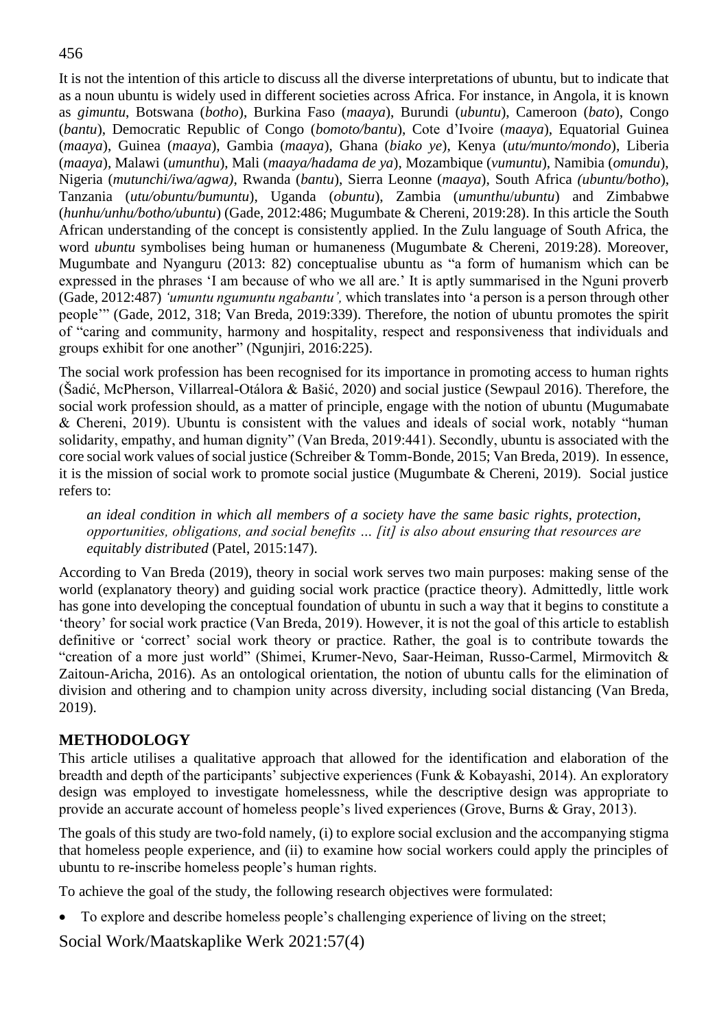It is not the intention of this article to discuss all the diverse interpretations of ubuntu, but to indicate that as a noun ubuntu is widely used in different societies across Africa. For instance, in Angola, it is known as *gimuntu*, Botswana (*botho*), Burkina Faso (*maaya*), Burundi (*ubuntu*), Cameroon (*bato*), Congo (*bantu*), Democratic Republic of Congo (*bomoto/bantu*), Cote d'Ivoire (*maaya*), Equatorial Guinea (*maaya*), Guinea (*maaya*), Gambia (*maaya*), Ghana (*biako ye*), Kenya (*utu/munto/mondo*), Liberia (*maaya*), Malawi (*umunthu*), Mali (*maaya/hadama de ya*), Mozambique (*vumuntu*), Namibia (*omundu*), Nigeria (*mutunchi/iwa/agwa)*, Rwanda (*bantu*), Sierra Leonne (*maaya*), South Africa *(ubuntu/botho*), Tanzania (*utu/obuntu/bumuntu*), Uganda (*obuntu*), Zambia (*umunthu*/*ubuntu*) and Zimbabwe (*hunhu/unhu/botho/ubuntu*) (Gade, 2012:486; Mugumbate & Chereni, 2019:28). In this article the South African understanding of the concept is consistently applied. In the Zulu language of South Africa, the word *ubuntu* symbolises being human or humaneness (Mugumbate & Chereni, 2019:28). Moreover, Mugumbate and Nyanguru (2013: 82) conceptualise ubuntu as "a form of humanism which can be expressed in the phrases 'I am because of who we all are.' It is aptly summarised in the Nguni proverb (Gade, 2012:487) *'umuntu ngumuntu ngabantu',* which translates into 'a person is a person through other people'" (Gade, 2012, 318; Van Breda, 2019:339). Therefore, the notion of ubuntu promotes the spirit of "caring and community, harmony and hospitality, respect and responsiveness that individuals and groups exhibit for one another" (Ngunjiri, 2016:225).

The social work profession has been recognised for its importance in promoting access to human rights (Šadić, McPherson, Villarreal-Otálora & Bašić, 2020) and social justice (Sewpaul 2016). Therefore, the social work profession should, as a matter of principle, engage with the notion of ubuntu (Mugumabate & Chereni, 2019). Ubuntu is consistent with the values and ideals of social work, notably "human solidarity, empathy, and human dignity" (Van Breda, 2019:441). Secondly, ubuntu is associated with the core social work values of social justice (Schreiber & Tomm-Bonde, 2015; Van Breda, 2019). In essence, it is the mission of social work to promote social justice (Mugumbate & Chereni, 2019). Social justice refers to:

> *an ideal condition in which all members of a society have the same basic rights, protection, opportunities, obligations, and social benefits … [it] is also about ensuring that resources are equitably distributed* (Patel, 2015:147).

According to Van Breda (2019), theory in social work serves two main purposes: making sense of the world (explanatory theory) and guiding social work practice (practice theory). Admittedly, little work has gone into developing the conceptual foundation of ubuntu in such a way that it begins to constitute a 'theory' for social work practice (Van Breda, 2019). However, it is not the goal of this article to establish definitive or 'correct' social work theory or practice. Rather, the goal is to contribute towards the "creation of a more just world" (Shimei, Krumer-Nevo, Saar-Heiman, Russo-Carmel, Mirmovitch & Zaitoun-Aricha, 2016). As an ontological orientation, the notion of ubuntu calls for the elimination of division and othering and to champion unity across diversity, including social distancing (Van Breda, 2019).

## METHODOLOGY

This article utilises a qualitative approach that allowed for the identification and elaboration of the breadth and depth of the participants' subjective experiences (Funk & Kobayashi, 2014). An exploratory design was employed to investigate homelessness, while the descriptive design was appropriate to provide an accurate account of homeless people's lived experiences (Grove, Burns & Gray, 2013).

The goals of this study are two-fold namely, (i) to explore social exclusion and the accompanying stigma that homeless people experience, and (ii) to examine how social workers could apply the principles of ubuntu to re-inscribe homeless people's human rights.

To achieve the goal of the study, the following research objectives were formulated:

- To explore and describe homeless people's challenging experience of living on the street;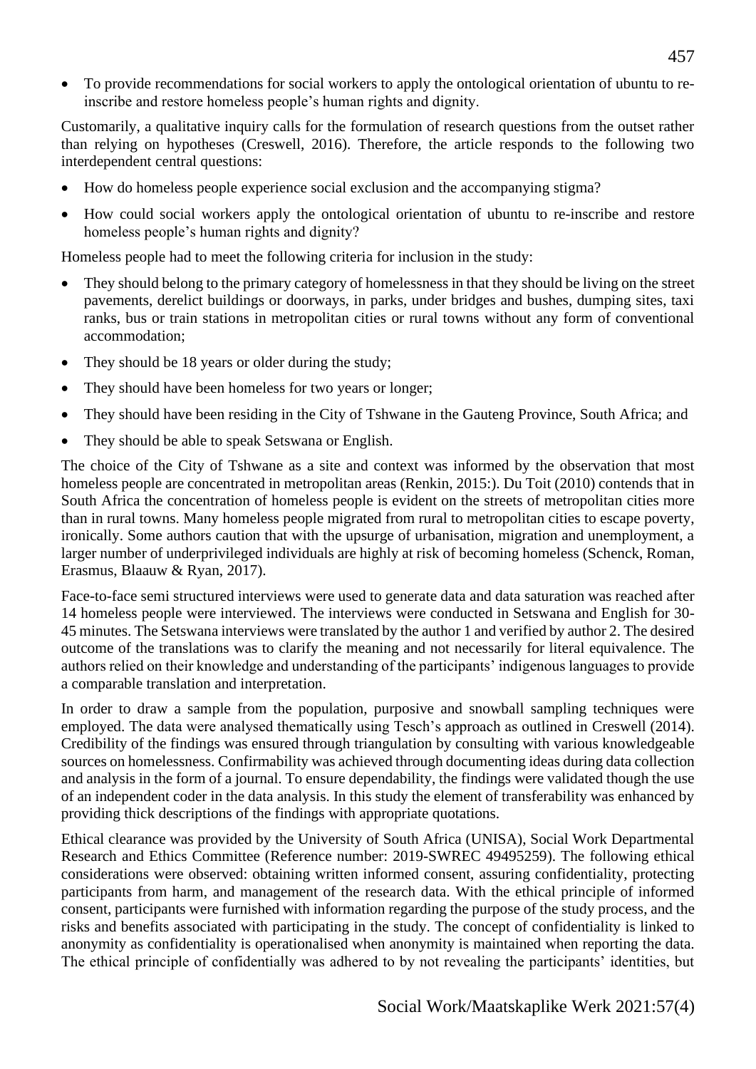- To provide recommendations for social workers to apply the ontological orientation of ubuntu to re-inscribe and restore homeless people's human rights and dignity.

Customarily, a qualitative inquiry calls for the formulation of research questions from the outset rather than relying on hypotheses (Creswell, 2016). Therefore, the article responds to the following two interdependent central questions:

- How do homeless people experience social exclusion and the accompanying stigma?
- How could social workers apply the ontological orientation of ubuntu to re-inscribe and restore homeless people's human rights and dignity?

Homeless people had to meet the following criteria for inclusion in the study:

- They should belong to the primary category of homelessness in that they should be living on the street pavements, derelict buildings or doorways, in parks, under bridges and bushes, dumping sites, taxi ranks, bus or train stations in metropolitan cities or rural towns without any form of conventional accommodation;
- They should be 18 years or older during the study;
- They should have been homeless for two years or longer;
- They should have been residing in the City of Tshwane in the Gauteng Province, South Africa; and
- They should be able to speak Setswana or English.

The choice of the City of Tshwane as a site and context was informed by the observation that most homeless people are concentrated in metropolitan areas (Renkin, 2015:). Du Toit (2010) contends that in South Africa the concentration of homeless people is evident on the streets of metropolitan cities more than in rural towns. Many homeless people migrated from rural to metropolitan cities to escape poverty, ironically. Some authors caution that with the upsurge of urbanisation, migration and unemployment, a larger number of underprivileged individuals are highly at risk of becoming homeless (Schenck, Roman, Erasmus, Blaauw & Ryan, 2017).

Face-to-face semi structured interviews were used to generate data and data saturation was reached after 14 homeless people were interviewed. The interviews were conducted in Setswana and English for 30-45 minutes. The Setswana interviews were translated by the author 1 and verified by author 2. The desired outcome of the translations was to clarify the meaning and not necessarily for literal equivalence. The authors relied on their knowledge and understanding of the participants' indigenous languages to provide a comparable translation and interpretation.

In order to draw a sample from the population, purposive and snowball sampling techniques were employed. The data were analysed thematically using Tesch's approach as outlined in Creswell (2014). Credibility of the findings was ensured through triangulation by consulting with various knowledgeable sources on homelessness. Confirmability was achieved through documenting ideas during data collection and analysis in the form of a journal. To ensure dependability, the findings were validated though the use of an independent coder in the data analysis. In this study the element of transferability was enhanced by providing thick descriptions of the findings with appropriate quotations.

Ethical clearance was provided by the University of South Africa (UNISA), Social Work Departmental Research and Ethics Committee (Reference number: 2019-SWREC 49495259). The following ethical considerations were observed: obtaining written informed consent, assuring confidentiality, protecting participants from harm, and management of the research data. With the ethical principle of informed consent, participants were furnished with information regarding the purpose of the study process, and the risks and benefits associated with participating in the study. The concept of confidentiality is linked to anonymity as confidentiality is operationalised when anonymity is maintained when reporting the data. The ethical principle of confidentially was adhered to by not revealing the participants' identities, but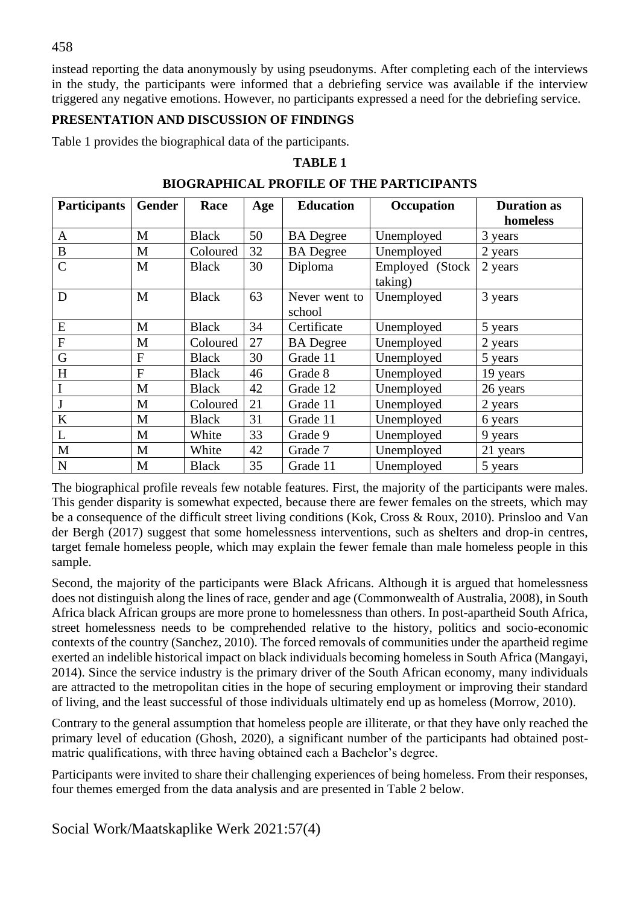instead reporting the data anonymously by using pseudonyms. After completing each of the interviews in the study, the participants were informed that a debriefing service was available if the interview triggered any negative emotions. However, no participants expressed a need for the debriefing service.

## PRESENTATION AND DISCUSSION OF FINDINGS

Table 1 provides the biographical data of the participants.

**TABLE 1**

**BIOGRAPHICAL PROFILE OF THE PARTICIPANTS**

| Participants | Gender | Race | Age | Education | Occupation | Duration as homeless |
|---|---|---|---|---|---|---|
| A | M | Black | 50 | BA Degree | Unemployed | 3 years |
| B | M | Coloured | 32 | BA Degree | Unemployed | 2 years |
| C | M | Black | 30 | Diploma | Employed (Stock taking) | 2 years |
| D | M | Black | 63 | Never went to school | Unemployed | 3 years |
| E | M | Black | 34 | Certificate | Unemployed | 5 years |
| F | M | Coloured | 27 | BA Degree | Unemployed | 2 years |
| G | F | Black | 30 | Grade 11 | Unemployed | 5 years |
| H | F | Black | 46 | Grade 8 | Unemployed | 19 years |
| I | M | Black | 42 | Grade 12 | Unemployed | 26 years |
| J | M | Coloured | 21 | Grade 11 | Unemployed | 2 years |
| K | M | Black | 31 | Grade 11 | Unemployed | 6 years |
| L | M | White | 33 | Grade 9 | Unemployed | 9 years |
| M | M | White | 42 | Grade 7 | Unemployed | 21 years |
| N | M | Black | 35 | Grade 11 | Unemployed | 5 years |

The biographical profile reveals few notable features. First, the majority of the participants were males. This gender disparity is somewhat expected, because there are fewer females on the streets, which may be a consequence of the difficult street living conditions (Kok, Cross & Roux, 2010). Prinsloo and Van der Bergh (2017) suggest that some homelessness interventions, such as shelters and drop-in centres, target female homeless people, which may explain the fewer female than male homeless people in this sample.

Second, the majority of the participants were Black Africans. Although it is argued that homelessness does not distinguish along the lines of race, gender and age (Commonwealth of Australia, 2008), in South Africa black African groups are more prone to homelessness than others. In post-apartheid South Africa, street homelessness needs to be comprehended relative to the history, politics and socio-economic contexts of the country (Sanchez, 2010). The forced removals of communities under the apartheid regime exerted an indelible historical impact on black individuals becoming homeless in South Africa (Mangayi, 2014). Since the service industry is the primary driver of the South African economy, many individuals are attracted to the metropolitan cities in the hope of securing employment or improving their standard of living, and the least successful of those individuals ultimately end up as homeless (Morrow, 2010).

Contrary to the general assumption that homeless people are illiterate, or that they have only reached the primary level of education (Ghosh, 2020), a significant number of the participants had obtained post-matric qualifications, with three having obtained each a Bachelor's degree.

Participants were invited to share their challenging experiences of being homeless. From their responses, four themes emerged from the data analysis and are presented in Table 2 below.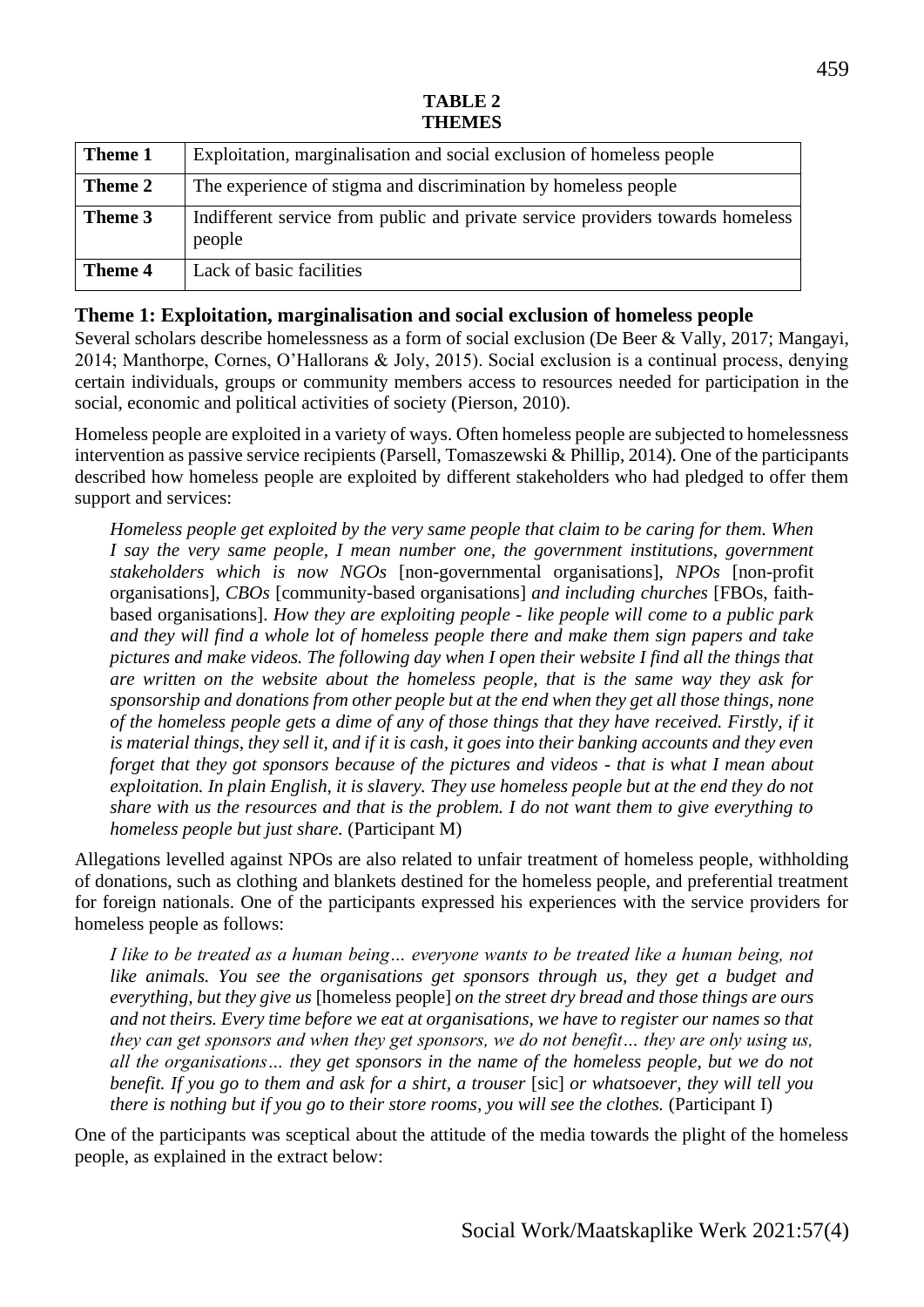**TABLE 2**
**THEMES**

| Theme | Description |
|---|---|
| **Theme 1** | Exploitation, marginalisation and social exclusion of homeless people |
| **Theme 2** | The experience of stigma and discrimination by homeless people |
| **Theme 3** | Indifferent service from public and private service providers towards homeless people |
| **Theme 4** | Lack of basic facilities |

### Theme 1: Exploitation, marginalisation and social exclusion of homeless people

Several scholars describe homelessness as a form of social exclusion (De Beer & Vally, 2017; Mangayi, 2014; Manthorpe, Cornes, O'Hallorans & Joly, 2015). Social exclusion is a continual process, denying certain individuals, groups or community members access to resources needed for participation in the social, economic and political activities of society (Pierson, 2010).

Homeless people are exploited in a variety of ways. Often homeless people are subjected to homelessness intervention as passive service recipients (Parsell, Tomaszewski & Phillip, 2014). One of the participants described how homeless people are exploited by different stakeholders who had pledged to offer them support and services:

> *Homeless people get exploited by the very same people that claim to be caring for them. When I say the very same people, I mean number one, the government institutions, government stakeholders which is now NGOs* [non-governmental organisations], *NPOs* [non-profit organisations], *CBOs* [community-based organisations] *and including churches* [FBOs, faith-based organisations]. *How they are exploiting people - like people will come to a public park and they will find a whole lot of homeless people there and make them sign papers and take pictures and make videos. The following day when I open their website I find all the things that are written on the website about the homeless people, that is the same way they ask for sponsorship and donations from other people but at the end when they get all those things, none of the homeless people gets a dime of any of those things that they have received. Firstly, if it is material things, they sell it, and if it is cash, it goes into their banking accounts and they even forget that they got sponsors because of the pictures and videos - that is what I mean about exploitation. In plain English, it is slavery. They use homeless people but at the end they do not share with us the resources and that is the problem. I do not want them to give everything to homeless people but just share.* (Participant M)

Allegations levelled against NPOs are also related to unfair treatment of homeless people, withholding of donations, such as clothing and blankets destined for the homeless people, and preferential treatment for foreign nationals. One of the participants expressed his experiences with the service providers for homeless people as follows:

> *I like to be treated as a human being… everyone wants to be treated like a human being, not like animals. You see the organisations get sponsors through us, they get a budget and everything, but they give us* [homeless people] *on the street dry bread and those things are ours and not theirs. Every time before we eat at organisations, we have to register our names so that they can get sponsors and when they get sponsors, we do not benefit… they are only using us, all the organisations… they get sponsors in the name of the homeless people, but we do not benefit. If you go to them and ask for a shirt, a trouser* [sic] *or whatsoever, they will tell you there is nothing but if you go to their store rooms, you will see the clothes.* (Participant I)

One of the participants was sceptical about the attitude of the media towards the plight of the homeless people, as explained in the extract below: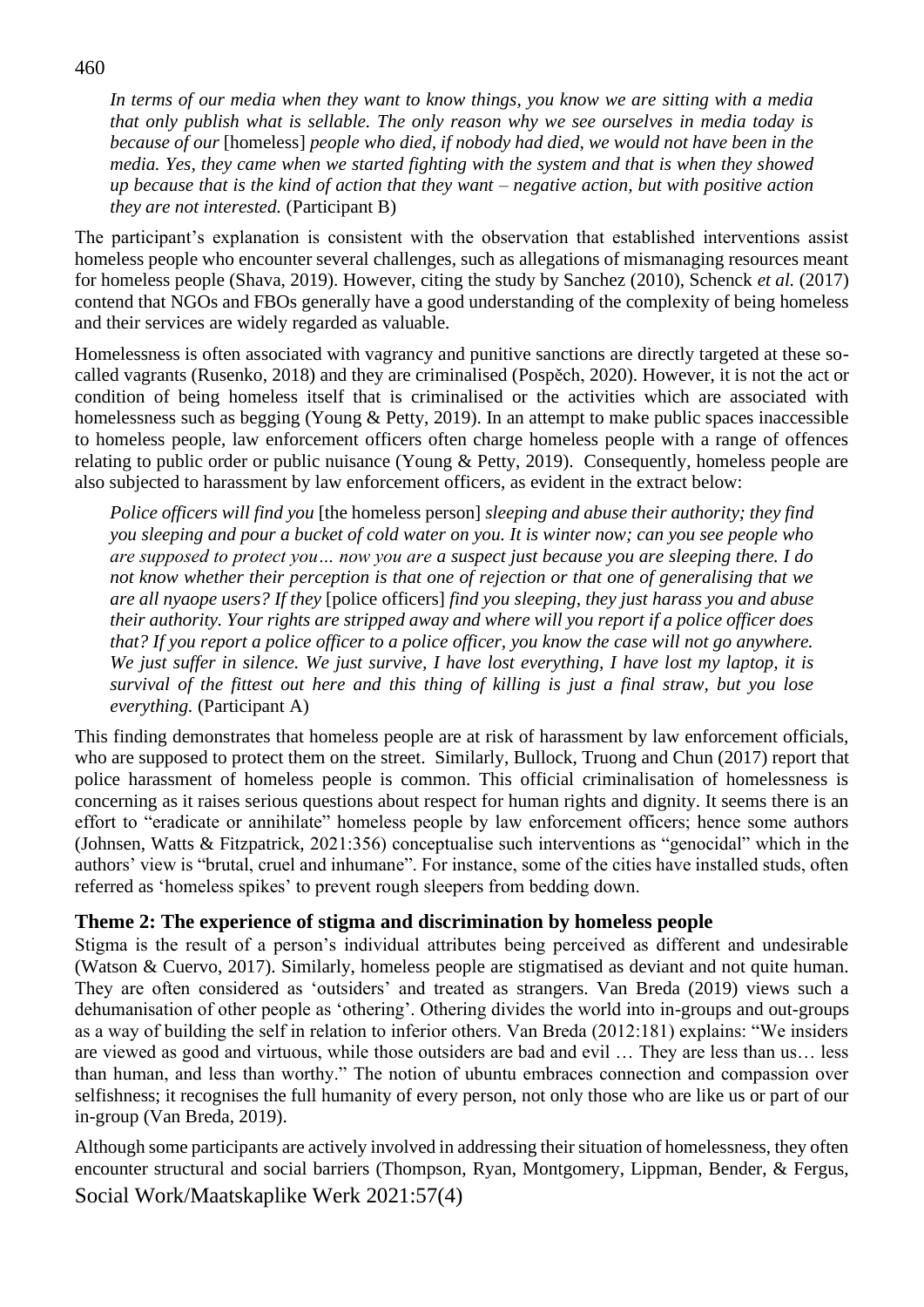*In terms of our media when they want to know things, you know we are sitting with a media that only publish what is sellable. The only reason why we see ourselves in media today is because of our* [homeless] *people who died, if nobody had died, we would not have been in the media. Yes, they came when we started fighting with the system and that is when they showed up because that is the kind of action that they want – negative action, but with positive action they are not interested.* (Participant B)

The participant's explanation is consistent with the observation that established interventions assist homeless people who encounter several challenges, such as allegations of mismanaging resources meant for homeless people (Shava, 2019). However, citing the study by Sanchez (2010), Schenck *et al.* (2017) contend that NGOs and FBOs generally have a good understanding of the complexity of being homeless and their services are widely regarded as valuable.

Homelessness is often associated with vagrancy and punitive sanctions are directly targeted at these so-called vagrants (Rusenko, 2018) and they are criminalised (Pospěch, 2020). However, it is not the act or condition of being homeless itself that is criminalised or the activities which are associated with homelessness such as begging (Young & Petty, 2019). In an attempt to make public spaces inaccessible to homeless people, law enforcement officers often charge homeless people with a range of offences relating to public order or public nuisance (Young & Petty, 2019). Consequently, homeless people are also subjected to harassment by law enforcement officers, as evident in the extract below:

*Police officers will find you* [the homeless person] *sleeping and abuse their authority; they find you sleeping and pour a bucket of cold water on you. It is winter now; can you see people who are supposed to protect you… now you are a suspect just because you are sleeping there. I do not know whether their perception is that one of rejection or that one of generalising that we are all nyaope users? If they* [police officers] *find you sleeping, they just harass you and abuse their authority. Your rights are stripped away and where will you report if a police officer does that? If you report a police officer to a police officer, you know the case will not go anywhere. We just suffer in silence. We just survive, I have lost everything, I have lost my laptop, it is survival of the fittest out here and this thing of killing is just a final straw, but you lose everything.* (Participant A)

This finding demonstrates that homeless people are at risk of harassment by law enforcement officials, who are supposed to protect them on the street. Similarly, Bullock, Truong and Chun (2017) report that police harassment of homeless people is common. This official criminalisation of homelessness is concerning as it raises serious questions about respect for human rights and dignity. It seems there is an effort to "eradicate or annihilate" homeless people by law enforcement officers; hence some authors (Johnsen, Watts & Fitzpatrick, 2021:356) conceptualise such interventions as "genocidal" which in the authors' view is "brutal, cruel and inhumane". For instance, some of the cities have installed studs, often referred as 'homeless spikes' to prevent rough sleepers from bedding down.

## Theme 2: The experience of stigma and discrimination by homeless people

Stigma is the result of a person's individual attributes being perceived as different and undesirable (Watson & Cuervo, 2017). Similarly, homeless people are stigmatised as deviant and not quite human. They are often considered as 'outsiders' and treated as strangers. Van Breda (2019) views such a dehumanisation of other people as 'othering'. Othering divides the world into in-groups and out-groups as a way of building the self in relation to inferior others. Van Breda (2012:181) explains: "We insiders are viewed as good and virtuous, while those outsiders are bad and evil … They are less than us… less than human, and less than worthy." The notion of ubuntu embraces connection and compassion over selfishness; it recognises the full humanity of every person, not only those who are like us or part of our in-group (Van Breda, 2019).

Although some participants are actively involved in addressing their situation of homelessness, they often encounter structural and social barriers (Thompson, Ryan, Montgomery, Lippman, Bender, & Fergus,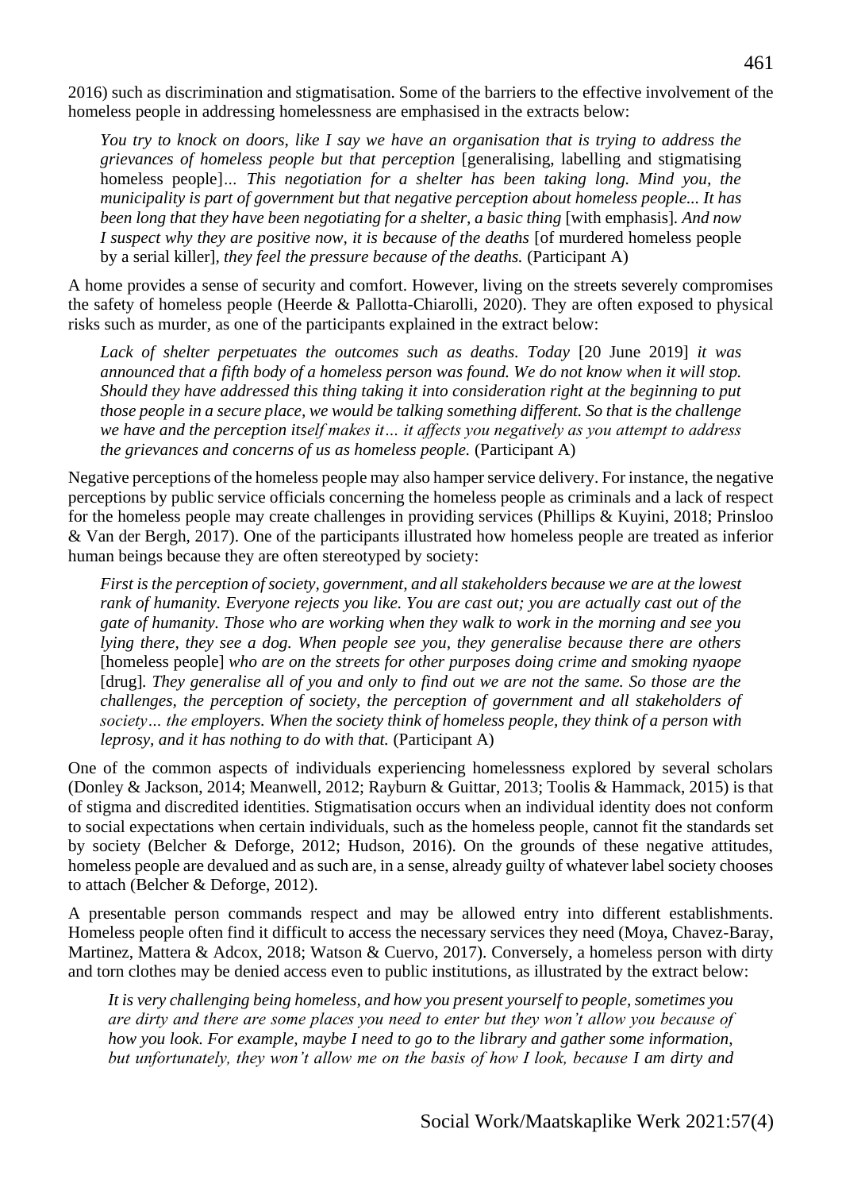2016) such as discrimination and stigmatisation. Some of the barriers to the effective involvement of the homeless people in addressing homelessness are emphasised in the extracts below:

> *You try to knock on doors, like I say we have an organisation that is trying to address the grievances of homeless people but that perception* [generalising, labelling and stigmatising homeless people]*... This negotiation for a shelter has been taking long. Mind you, the municipality is part of government but that negative perception about homeless people... It has been long that they have been negotiating for a shelter, a basic thing* [with emphasis]*. And now I suspect why they are positive now, it is because of the deaths* [of murdered homeless people by a serial killer]*, they feel the pressure because of the deaths.* (Participant A)

A home provides a sense of security and comfort. However, living on the streets severely compromises the safety of homeless people (Heerde & Pallotta-Chiarolli, 2020). They are often exposed to physical risks such as murder, as one of the participants explained in the extract below:

> *Lack of shelter perpetuates the outcomes such as deaths. Today* [20 June 2019] *it was announced that a fifth body of a homeless person was found. We do not know when it will stop. Should they have addressed this thing taking it into consideration right at the beginning to put those people in a secure place, we would be talking something different. So that is the challenge we have and the perception itself makes it… it affects you negatively as you attempt to address the grievances and concerns of us as homeless people.* (Participant A)

Negative perceptions of the homeless people may also hamper service delivery. For instance, the negative perceptions by public service officials concerning the homeless people as criminals and a lack of respect for the homeless people may create challenges in providing services (Phillips & Kuyini, 2018; Prinsloo & Van der Bergh, 2017). One of the participants illustrated how homeless people are treated as inferior human beings because they are often stereotyped by society:

> *First is the perception of society, government, and all stakeholders because we are at the lowest rank of humanity. Everyone rejects you like. You are cast out; you are actually cast out of the gate of humanity. Those who are working when they walk to work in the morning and see you lying there, they see a dog. When people see you, they generalise because there are others* [homeless people] *who are on the streets for other purposes doing crime and smoking nyaope* [drug]*. They generalise all of you and only to find out we are not the same. So those are the challenges, the perception of society, the perception of government and all stakeholders of society… the employers. When the society think of homeless people, they think of a person with leprosy, and it has nothing to do with that.* (Participant A)

One of the common aspects of individuals experiencing homelessness explored by several scholars (Donley & Jackson, 2014; Meanwell, 2012; Rayburn & Guittar, 2013; Toolis & Hammack, 2015) is that of stigma and discredited identities. Stigmatisation occurs when an individual identity does not conform to social expectations when certain individuals, such as the homeless people, cannot fit the standards set by society (Belcher & Deforge, 2012; Hudson, 2016). On the grounds of these negative attitudes, homeless people are devalued and as such are, in a sense, already guilty of whatever label society chooses to attach (Belcher & Deforge, 2012).

A presentable person commands respect and may be allowed entry into different establishments. Homeless people often find it difficult to access the necessary services they need (Moya, Chavez-Baray, Martinez, Mattera & Adcox, 2018; Watson & Cuervo, 2017). Conversely, a homeless person with dirty and torn clothes may be denied access even to public institutions, as illustrated by the extract below:

> *It is very challenging being homeless, and how you present yourself to people, sometimes you are dirty and there are some places you need to enter but they won't allow you because of how you look. For example, maybe I need to go to the library and gather some information, but unfortunately, they won't allow me on the basis of how I look, because I am dirty and*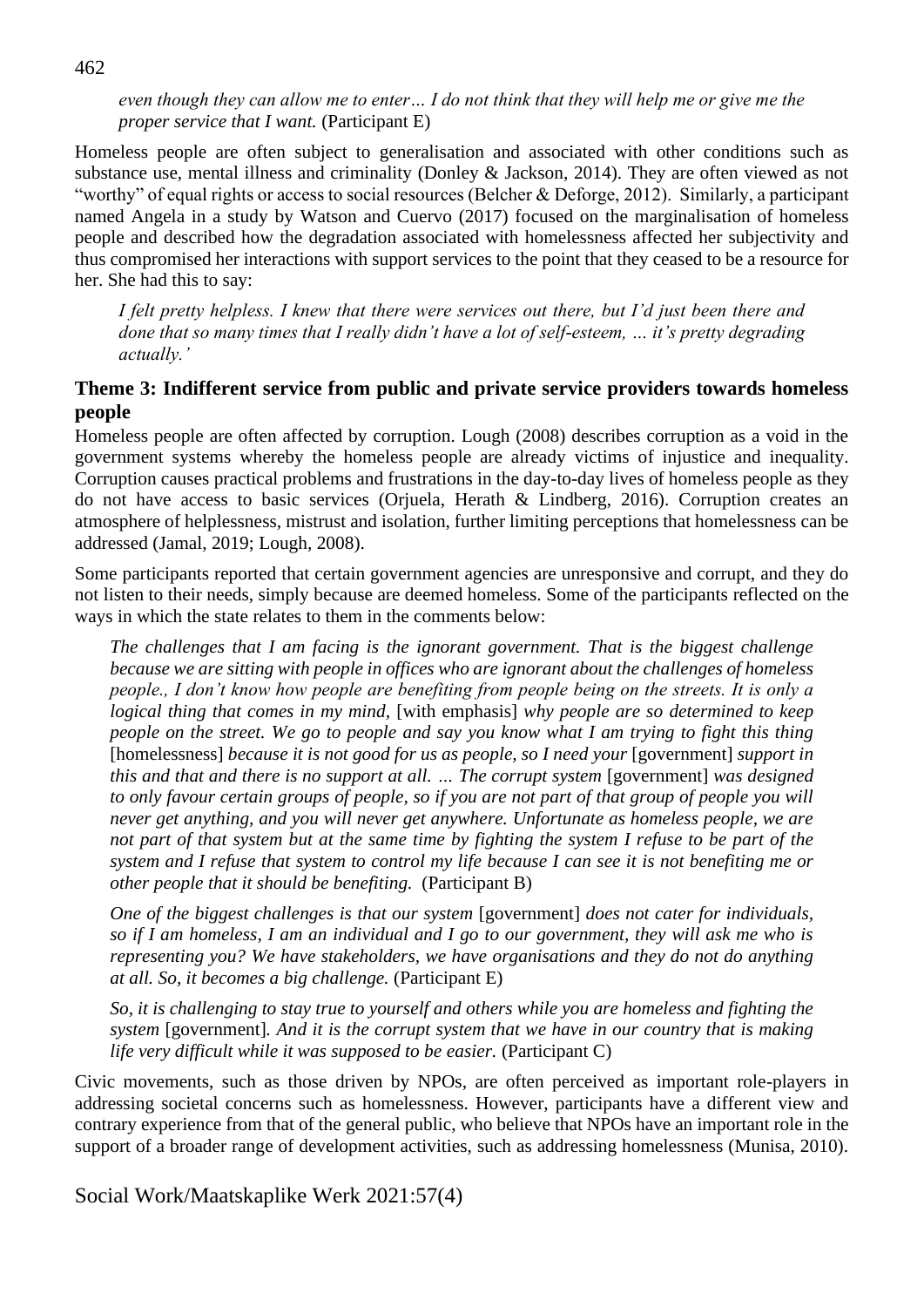*even though they can allow me to enter… I do not think that they will help me or give me the proper service that I want.* (Participant E)

Homeless people are often subject to generalisation and associated with other conditions such as substance use, mental illness and criminality (Donley & Jackson, 2014). They are often viewed as not "worthy" of equal rights or access to social resources (Belcher & Deforge, 2012). Similarly, a participant named Angela in a study by Watson and Cuervo (2017) focused on the marginalisation of homeless people and described how the degradation associated with homelessness affected her subjectivity and thus compromised her interactions with support services to the point that they ceased to be a resource for her. She had this to say:

*I felt pretty helpless. I knew that there were services out there, but I'd just been there and done that so many times that I really didn't have a lot of self-esteem, … it's pretty degrading actually.'*

### Theme 3: Indifferent service from public and private service providers towards homeless people

Homeless people are often affected by corruption. Lough (2008) describes corruption as a void in the government systems whereby the homeless people are already victims of injustice and inequality. Corruption causes practical problems and frustrations in the day-to-day lives of homeless people as they do not have access to basic services (Orjuela, Herath & Lindberg, 2016). Corruption creates an atmosphere of helplessness, mistrust and isolation, further limiting perceptions that homelessness can be addressed (Jamal, 2019; Lough, 2008).

Some participants reported that certain government agencies are unresponsive and corrupt, and they do not listen to their needs, simply because are deemed homeless. Some of the participants reflected on the ways in which the state relates to them in the comments below:

*The challenges that I am facing is the ignorant government. That is the biggest challenge because we are sitting with people in offices who are ignorant about the challenges of homeless people., I don't know how people are benefiting from people being on the streets. It is only a logical thing that comes in my mind,* [with emphasis] *why people are so determined to keep people on the street. We go to people and say you know what I am trying to fight this thing* [homelessness] *because it is not good for us as people, so I need your* [government] *support in this and that and there is no support at all. … The corrupt system* [government] *was designed to only favour certain groups of people, so if you are not part of that group of people you will never get anything, and you will never get anywhere. Unfortunate as homeless people, we are not part of that system but at the same time by fighting the system I refuse to be part of the system and I refuse that system to control my life because I can see it is not benefiting me or other people that it should be benefiting.* (Participant B)

*One of the biggest challenges is that our system* [government] *does not cater for individuals, so if I am homeless, I am an individual and I go to our government, they will ask me who is representing you? We have stakeholders, we have organisations and they do not do anything at all. So, it becomes a big challenge.* (Participant E)

*So, it is challenging to stay true to yourself and others while you are homeless and fighting the system* [government]*. And it is the corrupt system that we have in our country that is making life very difficult while it was supposed to be easier.* (Participant C)

Civic movements, such as those driven by NPOs, are often perceived as important role-players in addressing societal concerns such as homelessness. However, participants have a different view and contrary experience from that of the general public, who believe that NPOs have an important role in the support of a broader range of development activities, such as addressing homelessness (Munisa, 2010).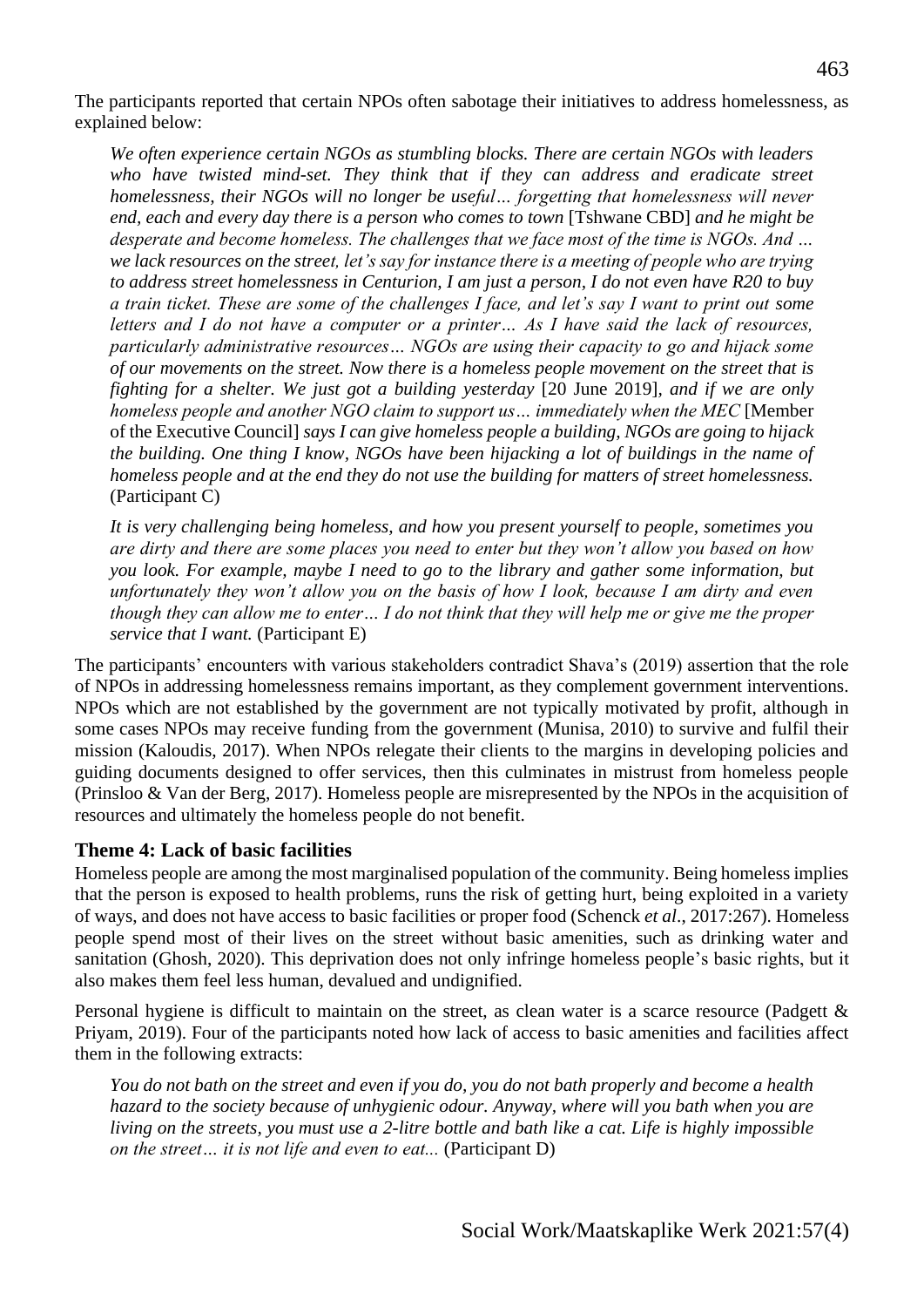The participants reported that certain NPOs often sabotage their initiatives to address homelessness, as explained below:

> *We often experience certain NGOs as stumbling blocks. There are certain NGOs with leaders who have twisted mind-set. They think that if they can address and eradicate street homelessness, their NGOs will no longer be useful… forgetting that homelessness will never end, each and every day there is a person who comes to town* [Tshwane CBD] *and he might be desperate and become homeless. The challenges that we face most of the time is NGOs. And … we lack resources on the street, let's say for instance there is a meeting of people who are trying to address street homelessness in Centurion, I am just a person, I do not even have R20 to buy a train ticket. These are some of the challenges I face, and let's say I want to print out some letters and I do not have a computer or a printer… As I have said the lack of resources, particularly administrative resources… NGOs are using their capacity to go and hijack some of our movements on the street. Now there is a homeless people movement on the street that is fighting for a shelter. We just got a building yesterday* [20 June 2019], *and if we are only homeless people and another NGO claim to support us… immediately when the MEC* [Member of the Executive Council] *says I can give homeless people a building, NGOs are going to hijack the building. One thing I know, NGOs have been hijacking a lot of buildings in the name of homeless people and at the end they do not use the building for matters of street homelessness.* (Participant C)
>
> *It is very challenging being homeless, and how you present yourself to people, sometimes you are dirty and there are some places you need to enter but they won't allow you based on how you look. For example, maybe I need to go to the library and gather some information, but unfortunately they won't allow you on the basis of how I look, because I am dirty and even though they can allow me to enter… I do not think that they will help me or give me the proper service that I want.* (Participant E)

The participants' encounters with various stakeholders contradict Shava's (2019) assertion that the role of NPOs in addressing homelessness remains important, as they complement government interventions. NPOs which are not established by the government are not typically motivated by profit, although in some cases NPOs may receive funding from the government (Munisa, 2010) to survive and fulfil their mission (Kaloudis, 2017). When NPOs relegate their clients to the margins in developing policies and guiding documents designed to offer services, then this culminates in mistrust from homeless people (Prinsloo & Van der Berg, 2017). Homeless people are misrepresented by the NPOs in the acquisition of resources and ultimately the homeless people do not benefit.

## Theme 4: Lack of basic facilities

Homeless people are among the most marginalised population of the community. Being homeless implies that the person is exposed to health problems, runs the risk of getting hurt, being exploited in a variety of ways, and does not have access to basic facilities or proper food (Schenck *et al*., 2017:267). Homeless people spend most of their lives on the street without basic amenities, such as drinking water and sanitation (Ghosh, 2020). This deprivation does not only infringe homeless people's basic rights, but it also makes them feel less human, devalued and undignified.

Personal hygiene is difficult to maintain on the street, as clean water is a scarce resource (Padgett & Priyam, 2019). Four of the participants noted how lack of access to basic amenities and facilities affect them in the following extracts:

> *You do not bath on the street and even if you do, you do not bath properly and become a health hazard to the society because of unhygienic odour. Anyway, where will you bath when you are living on the streets, you must use a 2-litre bottle and bath like a cat. Life is highly impossible on the street… it is not life and even to eat...* (Participant D)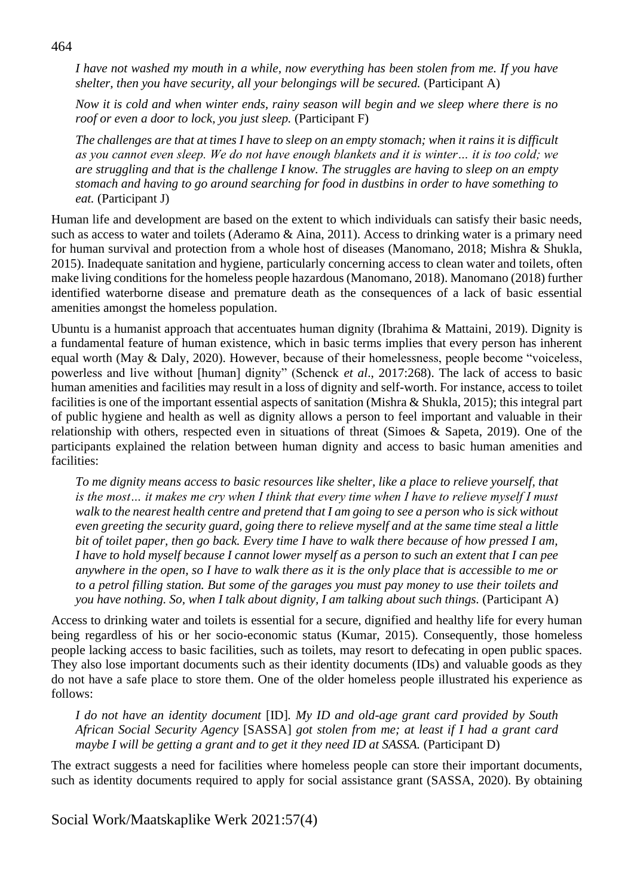*I have not washed my mouth in a while, now everything has been stolen from me. If you have shelter, then you have security, all your belongings will be secured.* (Participant A)

*Now it is cold and when winter ends, rainy season will begin and we sleep where there is no roof or even a door to lock, you just sleep.* (Participant F)

*The challenges are that at times I have to sleep on an empty stomach; when it rains it is difficult as you cannot even sleep. We do not have enough blankets and it is winter… it is too cold; we are struggling and that is the challenge I know. The struggles are having to sleep on an empty stomach and having to go around searching for food in dustbins in order to have something to eat.* (Participant J)

Human life and development are based on the extent to which individuals can satisfy their basic needs, such as access to water and toilets (Aderamo & Aina, 2011). Access to drinking water is a primary need for human survival and protection from a whole host of diseases (Manomano, 2018; Mishra & Shukla, 2015). Inadequate sanitation and hygiene, particularly concerning access to clean water and toilets, often make living conditions for the homeless people hazardous (Manomano, 2018). Manomano (2018) further identified waterborne disease and premature death as the consequences of a lack of basic essential amenities amongst the homeless population.

Ubuntu is a humanist approach that accentuates human dignity (Ibrahima & Mattaini, 2019). Dignity is a fundamental feature of human existence, which in basic terms implies that every person has inherent equal worth (May & Daly, 2020). However, because of their homelessness, people become "voiceless, powerless and live without [human] dignity" (Schenck *et al*., 2017:268). The lack of access to basic human amenities and facilities may result in a loss of dignity and self-worth. For instance, access to toilet facilities is one of the important essential aspects of sanitation (Mishra & Shukla, 2015); this integral part of public hygiene and health as well as dignity allows a person to feel important and valuable in their relationship with others, respected even in situations of threat (Simoes & Sapeta, 2019). One of the participants explained the relation between human dignity and access to basic human amenities and facilities:

*To me dignity means access to basic resources like shelter, like a place to relieve yourself, that is the most… it makes me cry when I think that every time when I have to relieve myself I must walk to the nearest health centre and pretend that I am going to see a person who is sick without even greeting the security guard, going there to relieve myself and at the same time steal a little bit of toilet paper, then go back. Every time I have to walk there because of how pressed I am, I have to hold myself because I cannot lower myself as a person to such an extent that I can pee anywhere in the open, so I have to walk there as it is the only place that is accessible to me or to a petrol filling station. But some of the garages you must pay money to use their toilets and you have nothing. So, when I talk about dignity, I am talking about such things.* (Participant A)

Access to drinking water and toilets is essential for a secure, dignified and healthy life for every human being regardless of his or her socio-economic status (Kumar, 2015). Consequently, those homeless people lacking access to basic facilities, such as toilets, may resort to defecating in open public spaces. They also lose important documents such as their identity documents (IDs) and valuable goods as they do not have a safe place to store them. One of the older homeless people illustrated his experience as follows:

*I do not have an identity document* [ID]*. My ID and old-age grant card provided by South African Social Security Agency* [SASSA] *got stolen from me; at least if I had a grant card maybe I will be getting a grant and to get it they need ID at SASSA.* (Participant D)

The extract suggests a need for facilities where homeless people can store their important documents, such as identity documents required to apply for social assistance grant (SASSA, 2020). By obtaining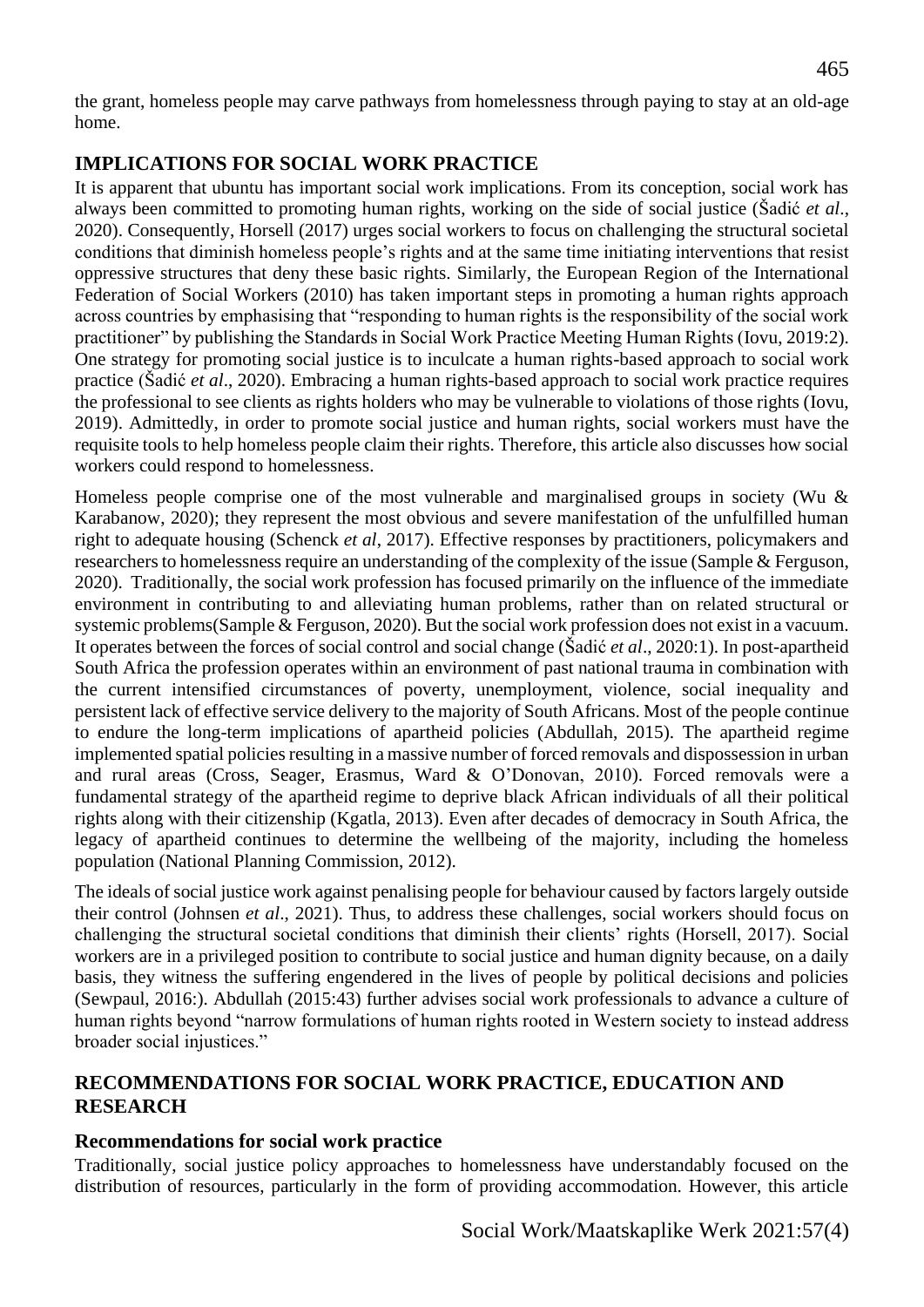the grant, homeless people may carve pathways from homelessness through paying to stay at an old-age home.

## IMPLICATIONS FOR SOCIAL WORK PRACTICE

It is apparent that ubuntu has important social work implications. From its conception, social work has always been committed to promoting human rights, working on the side of social justice (Šadić *et al*., 2020). Consequently, Horsell (2017) urges social workers to focus on challenging the structural societal conditions that diminish homeless people's rights and at the same time initiating interventions that resist oppressive structures that deny these basic rights. Similarly, the European Region of the International Federation of Social Workers (2010) has taken important steps in promoting a human rights approach across countries by emphasising that "responding to human rights is the responsibility of the social work practitioner" by publishing the Standards in Social Work Practice Meeting Human Rights (Iovu, 2019:2). One strategy for promoting social justice is to inculcate a human rights-based approach to social work practice (Šadić *et al*., 2020). Embracing a human rights-based approach to social work practice requires the professional to see clients as rights holders who may be vulnerable to violations of those rights (Iovu, 2019). Admittedly, in order to promote social justice and human rights, social workers must have the requisite tools to help homeless people claim their rights. Therefore, this article also discusses how social workers could respond to homelessness.

Homeless people comprise one of the most vulnerable and marginalised groups in society (Wu & Karabanow, 2020); they represent the most obvious and severe manifestation of the unfulfilled human right to adequate housing (Schenck *et al*, 2017). Effective responses by practitioners, policymakers and researchers to homelessness require an understanding of the complexity of the issue (Sample & Ferguson, 2020). Traditionally, the social work profession has focused primarily on the influence of the immediate environment in contributing to and alleviating human problems, rather than on related structural or systemic problems(Sample & Ferguson, 2020). But the social work profession does not exist in a vacuum. It operates between the forces of social control and social change (Šadić *et al*., 2020:1). In post-apartheid South Africa the profession operates within an environment of past national trauma in combination with the current intensified circumstances of poverty, unemployment, violence, social inequality and persistent lack of effective service delivery to the majority of South Africans. Most of the people continue to endure the long-term implications of apartheid policies (Abdullah, 2015). The apartheid regime implemented spatial policies resulting in a massive number of forced removals and dispossession in urban and rural areas (Cross, Seager, Erasmus, Ward & O'Donovan, 2010). Forced removals were a fundamental strategy of the apartheid regime to deprive black African individuals of all their political rights along with their citizenship (Kgatla, 2013). Even after decades of democracy in South Africa, the legacy of apartheid continues to determine the wellbeing of the majority, including the homeless population (National Planning Commission, 2012).

The ideals of social justice work against penalising people for behaviour caused by factors largely outside their control (Johnsen *et al*., 2021). Thus, to address these challenges, social workers should focus on challenging the structural societal conditions that diminish their clients' rights (Horsell, 2017). Social workers are in a privileged position to contribute to social justice and human dignity because, on a daily basis, they witness the suffering engendered in the lives of people by political decisions and policies (Sewpaul, 2016:). Abdullah (2015:43) further advises social work professionals to advance a culture of human rights beyond "narrow formulations of human rights rooted in Western society to instead address broader social injustices."

## RECOMMENDATIONS FOR SOCIAL WORK PRACTICE, EDUCATION AND RESEARCH

### Recommendations for social work practice

Traditionally, social justice policy approaches to homelessness have understandably focused on the distribution of resources, particularly in the form of providing accommodation. However, this article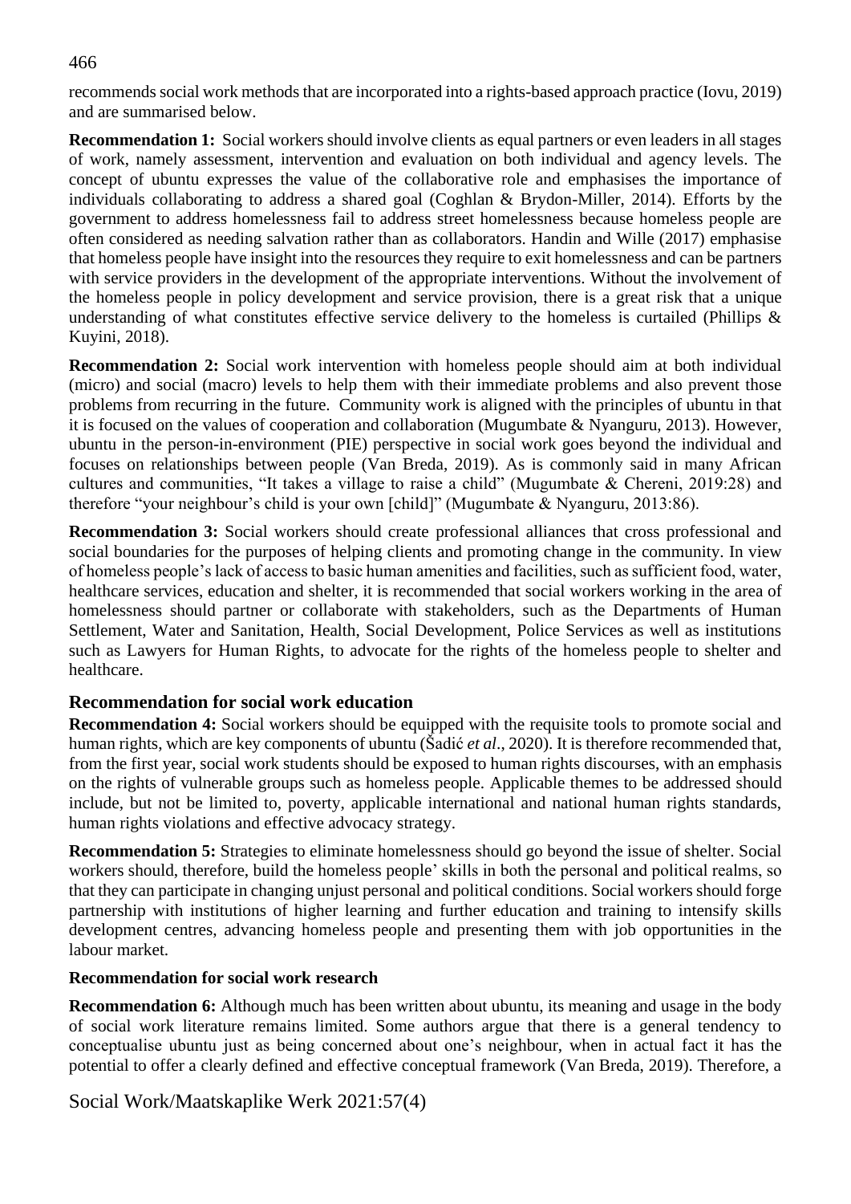recommends social work methods that are incorporated into a rights-based approach practice (Iovu, 2019) and are summarised below.

**Recommendation 1:** Social workers should involve clients as equal partners or even leaders in all stages of work, namely assessment, intervention and evaluation on both individual and agency levels. The concept of ubuntu expresses the value of the collaborative role and emphasises the importance of individuals collaborating to address a shared goal (Coghlan & Brydon-Miller, 2014). Efforts by the government to address homelessness fail to address street homelessness because homeless people are often considered as needing salvation rather than as collaborators. Handin and Wille (2017) emphasise that homeless people have insight into the resources they require to exit homelessness and can be partners with service providers in the development of the appropriate interventions. Without the involvement of the homeless people in policy development and service provision, there is a great risk that a unique understanding of what constitutes effective service delivery to the homeless is curtailed (Phillips & Kuyini, 2018).

**Recommendation 2:** Social work intervention with homeless people should aim at both individual (micro) and social (macro) levels to help them with their immediate problems and also prevent those problems from recurring in the future. Community work is aligned with the principles of ubuntu in that it is focused on the values of cooperation and collaboration (Mugumbate & Nyanguru, 2013). However, ubuntu in the person-in-environment (PIE) perspective in social work goes beyond the individual and focuses on relationships between people (Van Breda, 2019). As is commonly said in many African cultures and communities, "It takes a village to raise a child" (Mugumbate & Chereni, 2019:28) and therefore "your neighbour's child is your own [child]" (Mugumbate & Nyanguru, 2013:86).

**Recommendation 3:** Social workers should create professional alliances that cross professional and social boundaries for the purposes of helping clients and promoting change in the community. In view of homeless people's lack of access to basic human amenities and facilities, such as sufficient food, water, healthcare services, education and shelter, it is recommended that social workers working in the area of homelessness should partner or collaborate with stakeholders, such as the Departments of Human Settlement, Water and Sanitation, Health, Social Development, Police Services as well as institutions such as Lawyers for Human Rights, to advocate for the rights of the homeless people to shelter and healthcare.

## Recommendation for social work education

**Recommendation 4:** Social workers should be equipped with the requisite tools to promote social and human rights, which are key components of ubuntu (Šadić *et al*., 2020). It is therefore recommended that, from the first year, social work students should be exposed to human rights discourses, with an emphasis on the rights of vulnerable groups such as homeless people. Applicable themes to be addressed should include, but not be limited to, poverty, applicable international and national human rights standards, human rights violations and effective advocacy strategy.

**Recommendation 5:** Strategies to eliminate homelessness should go beyond the issue of shelter. Social workers should, therefore, build the homeless people' skills in both the personal and political realms, so that they can participate in changing unjust personal and political conditions. Social workers should forge partnership with institutions of higher learning and further education and training to intensify skills development centres, advancing homeless people and presenting them with job opportunities in the labour market.

### Recommendation for social work research

**Recommendation 6:** Although much has been written about ubuntu, its meaning and usage in the body of social work literature remains limited. Some authors argue that there is a general tendency to conceptualise ubuntu just as being concerned about one's neighbour, when in actual fact it has the potential to offer a clearly defined and effective conceptual framework (Van Breda, 2019). Therefore, a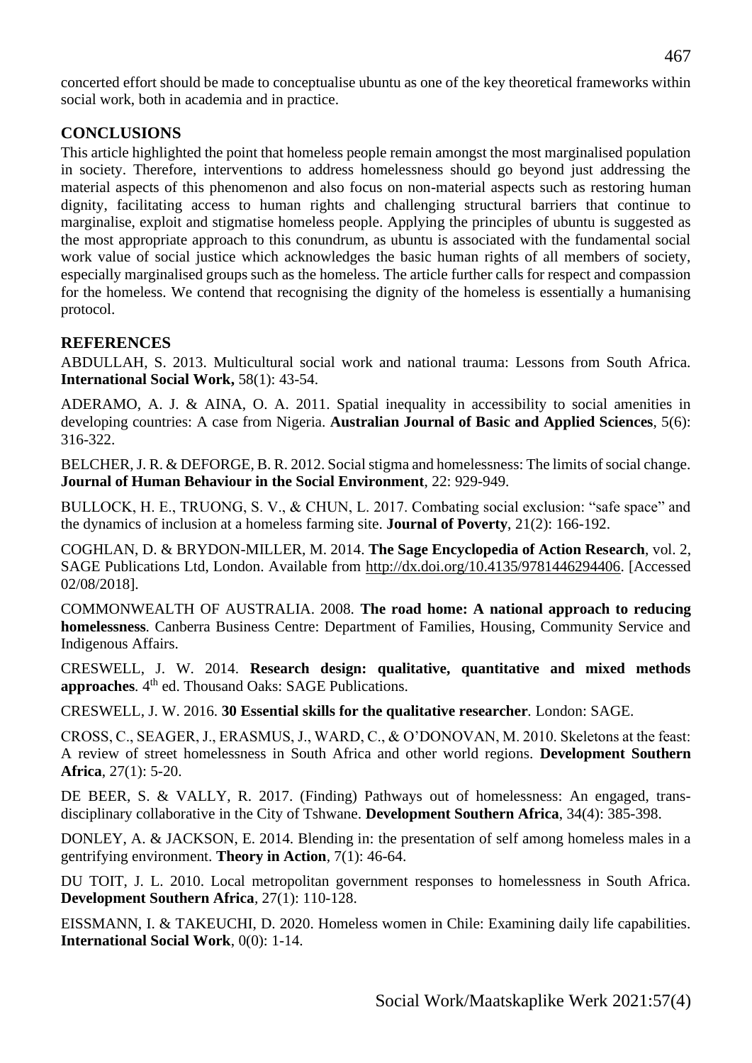concerted effort should be made to conceptualise ubuntu as one of the key theoretical frameworks within social work, both in academia and in practice.

## CONCLUSIONS

This article highlighted the point that homeless people remain amongst the most marginalised population in society. Therefore, interventions to address homelessness should go beyond just addressing the material aspects of this phenomenon and also focus on non-material aspects such as restoring human dignity, facilitating access to human rights and challenging structural barriers that continue to marginalise, exploit and stigmatise homeless people. Applying the principles of ubuntu is suggested as the most appropriate approach to this conundrum, as ubuntu is associated with the fundamental social work value of social justice which acknowledges the basic human rights of all members of society, especially marginalised groups such as the homeless. The article further calls for respect and compassion for the homeless. We contend that recognising the dignity of the homeless is essentially a humanising protocol.

## REFERENCES

ABDULLAH, S. 2013. Multicultural social work and national trauma: Lessons from South Africa. **International Social Work,** 58(1): 43-54.

ADERAMO, A. J. & AINA, O. A. 2011. Spatial inequality in accessibility to social amenities in developing countries: A case from Nigeria. **Australian Journal of Basic and Applied Sciences**, 5(6): 316-322.

BELCHER, J. R. & DEFORGE, B. R. 2012. Social stigma and homelessness: The limits of social change. **Journal of Human Behaviour in the Social Environment**, 22: 929-949.

BULLOCK, H. E., TRUONG, S. V., & CHUN, L. 2017. Combating social exclusion: "safe space" and the dynamics of inclusion at a homeless farming site. **Journal of Poverty**, 21(2): 166-192.

COGHLAN, D. & BRYDON-MILLER, M. 2014. **The Sage Encyclopedia of Action Research**, vol. 2, SAGE Publications Ltd, London. Available from http://dx.doi.org/10.4135/9781446294406. [Accessed 02/08/2018].

COMMONWEALTH OF AUSTRALIA. 2008. **The road home: A national approach to reducing homelessness**. Canberra Business Centre: Department of Families, Housing, Community Service and Indigenous Affairs.

CRESWELL, J. W. 2014. **Research design: qualitative, quantitative and mixed methods approaches**. 4th ed. Thousand Oaks: SAGE Publications.

CRESWELL, J. W. 2016. **30 Essential skills for the qualitative researcher**. London: SAGE.

CROSS, C., SEAGER, J., ERASMUS, J., WARD, C., & O'DONOVAN, M. 2010. Skeletons at the feast: A review of street homelessness in South Africa and other world regions. **Development Southern Africa**, 27(1): 5-20.

DE BEER, S. & VALLY, R. 2017. (Finding) Pathways out of homelessness: An engaged, trans-disciplinary collaborative in the City of Tshwane. **Development Southern Africa**, 34(4): 385-398.

DONLEY, A. & JACKSON, E. 2014. Blending in: the presentation of self among homeless males in a gentrifying environment. **Theory in Action**, 7(1): 46-64.

DU TOIT, J. L. 2010. Local metropolitan government responses to homelessness in South Africa. **Development Southern Africa**, 27(1): 110-128.

EISSMANN, I. & TAKEUCHI, D. 2020. Homeless women in Chile: Examining daily life capabilities. **International Social Work**, 0(0): 1-14.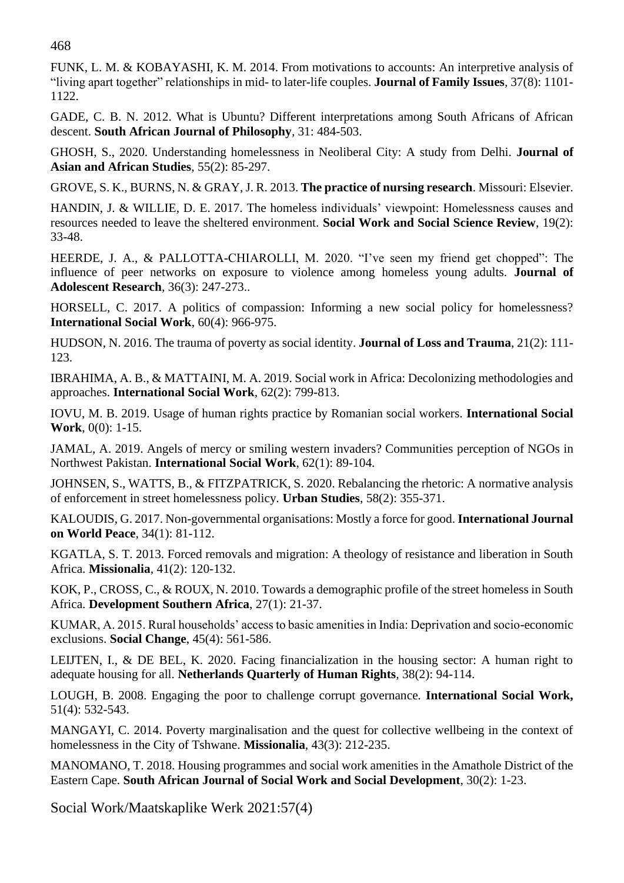FUNK, L. M. & KOBAYASHI, K. M. 2014. From motivations to accounts: An interpretive analysis of “living apart together” relationships in mid- to later-life couples. **Journal of Family Issues**, 37(8): 1101-1122.

GADE, C. B. N. 2012. What is Ubuntu? Different interpretations among South Africans of African descent. **South African Journal of Philosophy**, 31: 484-503.

GHOSH, S., 2020. Understanding homelessness in Neoliberal City: A study from Delhi. **Journal of Asian and African Studies**, 55(2): 85-297.

GROVE, S. K., BURNS, N. & GRAY, J. R. 2013. **The practice of nursing research**. Missouri: Elsevier.

HANDIN, J. & WILLIE, D. E. 2017. The homeless individuals’ viewpoint: Homelessness causes and resources needed to leave the sheltered environment. **Social Work and Social Science Review**, 19(2): 33-48.

HEERDE, J. A., & PALLOTTA-CHIAROLLI, M. 2020. “I’ve seen my friend get chopped”: The influence of peer networks on exposure to violence among homeless young adults. **Journal of Adolescent Research**, 36(3): 247-273..

HORSELL, C. 2017. A politics of compassion: Informing a new social policy for homelessness? **International Social Work**, 60(4): 966-975.

HUDSON, N. 2016. The trauma of poverty as social identity. **Journal of Loss and Trauma**, 21(2): 111-123.

IBRAHIMA, A. B., & MATTAINI, M. A. 2019. Social work in Africa: Decolonizing methodologies and approaches. **International Social Work**, 62(2): 799-813.

IOVU, M. B. 2019. Usage of human rights practice by Romanian social workers. **International Social Work**, 0(0): 1-15.

JAMAL, A. 2019. Angels of mercy or smiling western invaders? Communities perception of NGOs in Northwest Pakistan. **International Social Work**, 62(1): 89-104.

JOHNSEN, S., WATTS, B., & FITZPATRICK, S. 2020. Rebalancing the rhetoric: A normative analysis of enforcement in street homelessness policy. **Urban Studies**, 58(2): 355-371.

KALOUDIS, G. 2017. Non-governmental organisations: Mostly a force for good. **International Journal on World Peace**, 34(1): 81-112.

KGATLA, S. T. 2013. Forced removals and migration: A theology of resistance and liberation in South Africa. **Missionalia**, 41(2): 120-132.

KOK, P., CROSS, C., & ROUX, N. 2010. Towards a demographic profile of the street homeless in South Africa. **Development Southern Africa**, 27(1): 21-37.

KUMAR, A. 2015. Rural households’ access to basic amenities in India: Deprivation and socio-economic exclusions. **Social Change**, 45(4): 561-586.

LEIJTEN, I., & DE BEL, K. 2020. Facing financialization in the housing sector: A human right to adequate housing for all. **Netherlands Quarterly of Human Rights**, 38(2): 94-114.

LOUGH, B. 2008. Engaging the poor to challenge corrupt governance. **International Social Work,** 51(4): 532-543.

MANGAYI, C. 2014. Poverty marginalisation and the quest for collective wellbeing in the context of homelessness in the City of Tshwane. **Missionalia**, 43(3): 212-235.

MANOMANO, T. 2018. Housing programmes and social work amenities in the Amathole District of the Eastern Cape. **South African Journal of Social Work and Social Development**, 30(2): 1-23.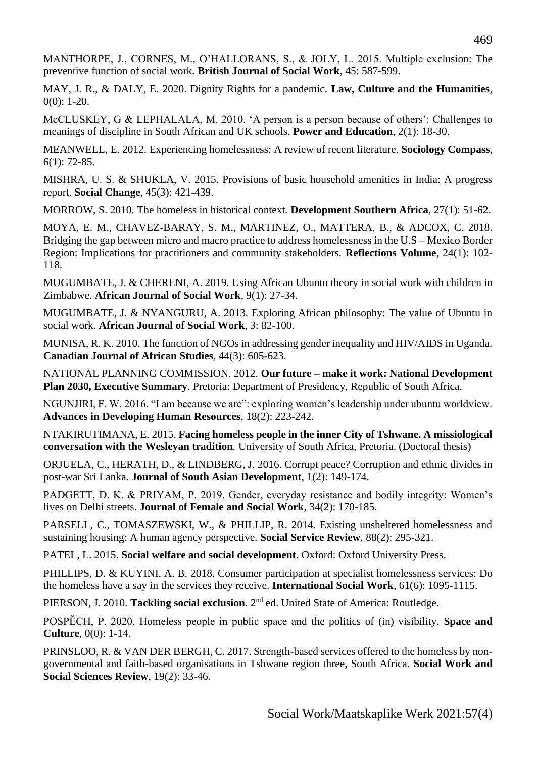MANTHORPE, J., CORNES, M., O'HALLORANS, S., & JOLY, L. 2015. Multiple exclusion: The preventive function of social work. **British Journal of Social Work**, 45: 587-599.

MAY, J. R., & DALY, E. 2020. Dignity Rights for a pandemic. **Law, Culture and the Humanities**, 0(0): 1-20.

McCLUSKEY, G & LEPHALALA, M. 2010. 'A person is a person because of others': Challenges to meanings of discipline in South African and UK schools. **Power and Education**, 2(1): 18-30.

MEANWELL, E. 2012. Experiencing homelessness: A review of recent literature. **Sociology Compass**, 6(1): 72-85.

MISHRA, U. S. & SHUKLA, V. 2015. Provisions of basic household amenities in India: A progress report. **Social Change**, 45(3): 421-439.

MORROW, S. 2010. The homeless in historical context. **Development Southern Africa**, 27(1): 51-62.

MOYA, E. M., CHAVEZ-BARAY, S. M., MARTINEZ, O., MATTERA, B., & ADCOX, C. 2018. Bridging the gap between micro and macro practice to address homelessness in the U.S – Mexico Border Region: Implications for practitioners and community stakeholders. **Reflections Volume**, 24(1): 102-118.

MUGUMBATE, J. & CHERENI, A. 2019. Using African Ubuntu theory in social work with children in Zimbabwe. **African Journal of Social Work**, 9(1): 27-34.

MUGUMBATE, J. & NYANGURU, A. 2013. Exploring African philosophy: The value of Ubuntu in social work. **African Journal of Social Work**, 3: 82-100.

MUNISA, R. K. 2010. The function of NGOs in addressing gender inequality and HIV/AIDS in Uganda. **Canadian Journal of African Studies**, 44(3): 605-623.

NATIONAL PLANNING COMMISSION. 2012. **Our future – make it work: National Development Plan 2030, Executive Summary**. Pretoria: Department of Presidency, Republic of South Africa.

NGUNJIRI, F. W. 2016. "I am because we are": exploring women's leadership under ubuntu worldview. **Advances in Developing Human Resources**, 18(2): 223-242.

NTAKIRUTIMANA, E. 2015. **Facing homeless people in the inner City of Tshwane. A missiological conversation with the Wesleyan tradition**. University of South Africa, Pretoria. (Doctoral thesis)

ORJUELA, C., HERATH, D., & LINDBERG, J. 2016. Corrupt peace? Corruption and ethnic divides in post-war Sri Lanka. **Journal of South Asian Development**, 1(2): 149-174.

PADGETT, D. K. & PRIYAM, P. 2019. Gender, everyday resistance and bodily integrity: Women's lives on Delhi streets. **Journal of Female and Social Work**, 34(2): 170-185.

PARSELL, C., TOMASZEWSKI, W., & PHILLIP, R. 2014. Existing unsheltered homelessness and sustaining housing: A human agency perspective. **Social Service Review**, 88(2): 295-321.

PATEL, L. 2015. **Social welfare and social development**. Oxford: Oxford University Press.

PHILLIPS, D. & KUYINI, A. B. 2018. Consumer participation at specialist homelessness services: Do the homeless have a say in the services they receive. **International Social Work**, 61(6): 1095-1115.

PIERSON, J. 2010. **Tackling social exclusion**. 2nd ed. United State of America: Routledge.

POSPĚCH, P. 2020. Homeless people in public space and the politics of (in) visibility. **Space and Culture**, 0(0): 1-14.

PRINSLOO, R. & VAN DER BERGH, C. 2017. Strength-based services offered to the homeless by non-governmental and faith-based organisations in Tshwane region three, South Africa. **Social Work and Social Sciences Review**, 19(2): 33-46.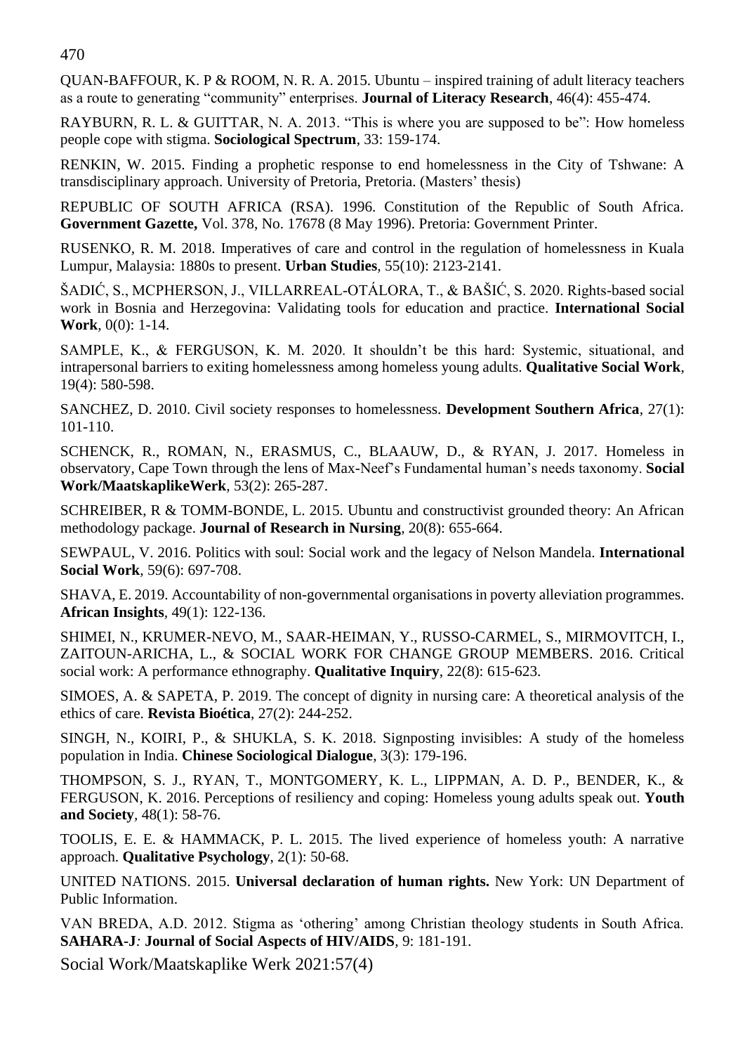QUAN-BAFFOUR, K. P & ROOM, N. R. A. 2015. Ubuntu – inspired training of adult literacy teachers as a route to generating "community" enterprises. **Journal of Literacy Research**, 46(4): 455-474.

RAYBURN, R. L. & GUITTAR, N. A. 2013. "This is where you are supposed to be": How homeless people cope with stigma. **Sociological Spectrum**, 33: 159-174.

RENKIN, W. 2015. Finding a prophetic response to end homelessness in the City of Tshwane: A transdisciplinary approach. University of Pretoria, Pretoria. (Masters' thesis)

REPUBLIC OF SOUTH AFRICA (RSA). 1996. Constitution of the Republic of South Africa. **Government Gazette,** Vol. 378, No. 17678 (8 May 1996). Pretoria: Government Printer.

RUSENKO, R. M. 2018. Imperatives of care and control in the regulation of homelessness in Kuala Lumpur, Malaysia: 1880s to present. **Urban Studies**, 55(10): 2123-2141.

ŠADIĆ, S., MCPHERSON, J., VILLARREAL-OTÁLORA, T., & BAŠIĆ, S. 2020. Rights-based social work in Bosnia and Herzegovina: Validating tools for education and practice. **International Social Work**, 0(0): 1-14.

SAMPLE, K., & FERGUSON, K. M. 2020. It shouldn't be this hard: Systemic, situational, and intrapersonal barriers to exiting homelessness among homeless young adults. **Qualitative Social Work**, 19(4): 580-598.

SANCHEZ, D. 2010. Civil society responses to homelessness. **Development Southern Africa**, 27(1): 101-110.

SCHENCK, R., ROMAN, N., ERASMUS, C., BLAAUW, D., & RYAN, J. 2017. Homeless in observatory, Cape Town through the lens of Max-Neef's Fundamental human's needs taxonomy. **Social Work/MaatskaplikeWerk**, 53(2): 265-287.

SCHREIBER, R & TOMM-BONDE, L. 2015. Ubuntu and constructivist grounded theory: An African methodology package. **Journal of Research in Nursing**, 20(8): 655-664.

SEWPAUL, V. 2016. Politics with soul: Social work and the legacy of Nelson Mandela. **International Social Work**, 59(6): 697-708.

SHAVA, E. 2019. Accountability of non-governmental organisations in poverty alleviation programmes. **African Insights**, 49(1): 122-136.

SHIMEI, N., KRUMER-NEVO, M., SAAR-HEIMAN, Y., RUSSO-CARMEL, S., MIRMOVITCH, I., ZAITOUN-ARICHA, L., & SOCIAL WORK FOR CHANGE GROUP MEMBERS. 2016. Critical social work: A performance ethnography. **Qualitative Inquiry**, 22(8): 615-623.

SIMOES, A. & SAPETA, P. 2019. The concept of dignity in nursing care: A theoretical analysis of the ethics of care. **Revista Bioética**, 27(2): 244-252.

SINGH, N., KOIRI, P., & SHUKLA, S. K. 2018. Signposting invisibles: A study of the homeless population in India. **Chinese Sociological Dialogue**, 3(3): 179-196.

THOMPSON, S. J., RYAN, T., MONTGOMERY, K. L., LIPPMAN, A. D. P., BENDER, K., & FERGUSON, K. 2016. Perceptions of resiliency and coping: Homeless young adults speak out. **Youth and Society**, 48(1): 58-76.

TOOLIS, E. E. & HAMMACK, P. L. 2015. The lived experience of homeless youth: A narrative approach. **Qualitative Psychology**, 2(1): 50-68.

UNITED NATIONS. 2015. **Universal declaration of human rights.** New York: UN Department of Public Information.

VAN BREDA, A.D. 2012. Stigma as 'othering' among Christian theology students in South Africa. **SAHARA-J***:* **Journal of Social Aspects of HIV/AIDS**, 9: 181-191.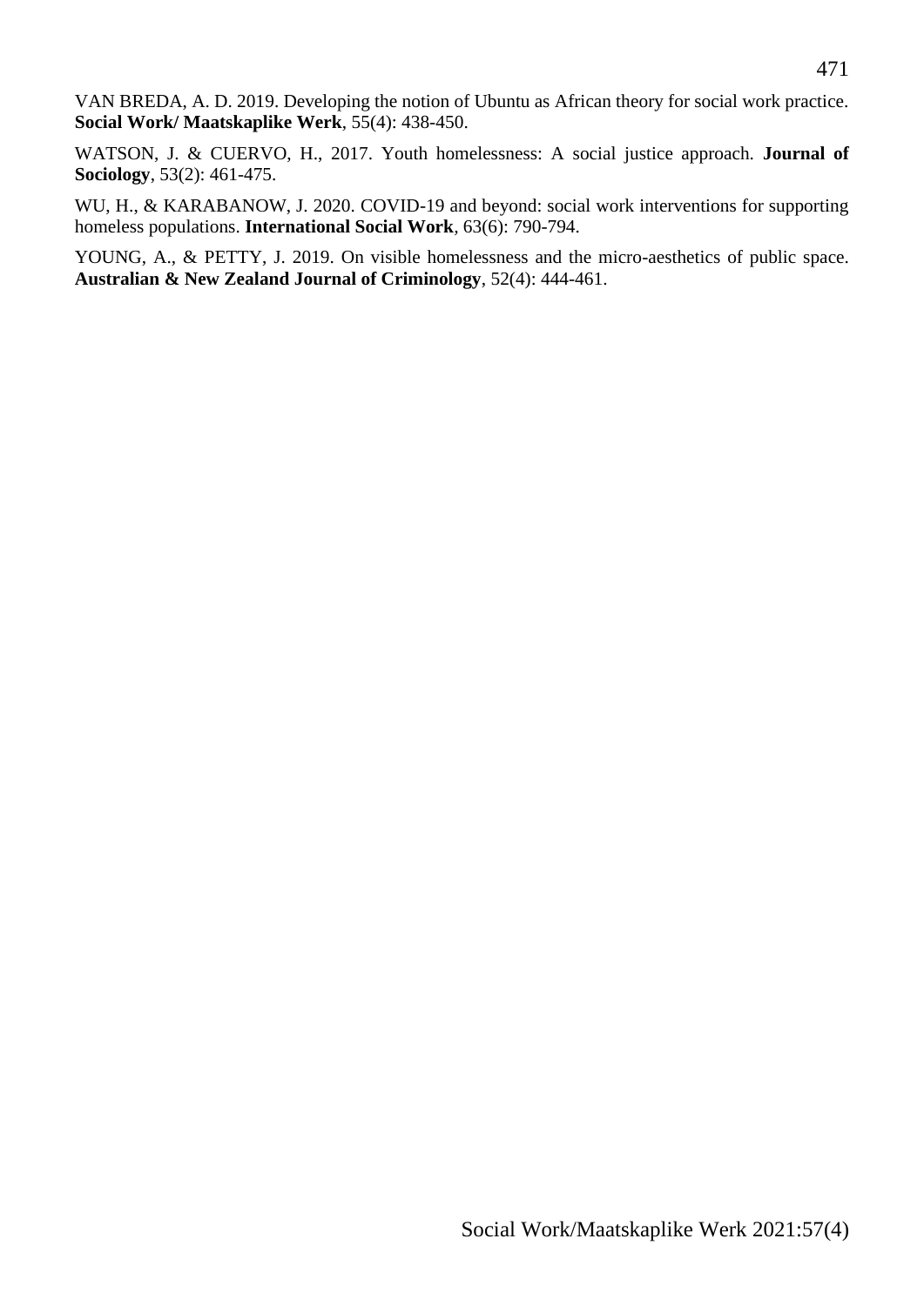VAN BREDA, A. D. 2019. Developing the notion of Ubuntu as African theory for social work practice. **Social Work/ Maatskaplike Werk**, 55(4): 438-450.

WATSON, J. & CUERVO, H., 2017. Youth homelessness: A social justice approach. **Journal of Sociology**, 53(2): 461-475.

WU, H., & KARABANOW, J. 2020. COVID-19 and beyond: social work interventions for supporting homeless populations. **International Social Work**, 63(6): 790-794.

YOUNG, A., & PETTY, J. 2019. On visible homelessness and the micro-aesthetics of public space. **Australian & New Zealand Journal of Criminology**, 52(4): 444-461.